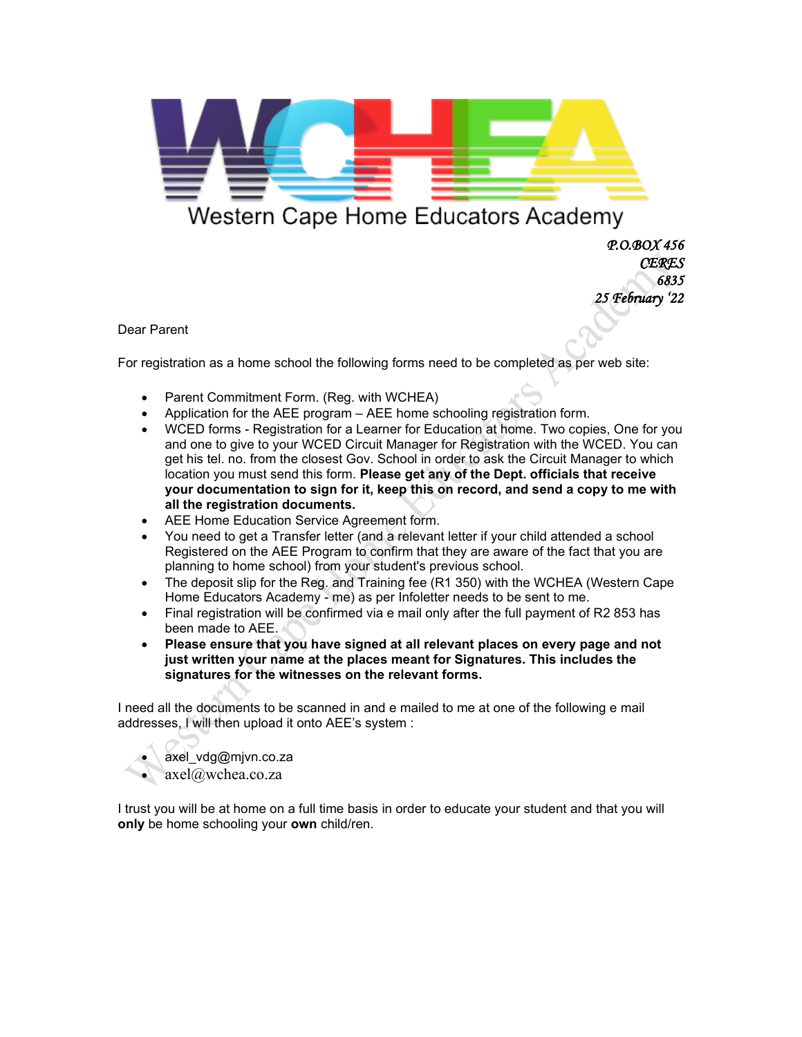# WCHEA

Western Cape Home Educators Academy

*P.O.BOX 456*
*CERES*
*6835*
*25 February '22*

Dear Parent

For registration as a home school the following forms need to be completed as per web site:

- Parent Commitment Form. (Reg. with WCHEA)
- Application for the AEE program – AEE home schooling registration form.
- WCED forms - Registration for a Learner for Education at home. Two copies, One for you and one to give to your WCED Circuit Manager for Registration with the WCED. You can get his tel. no. from the closest Gov. School in order to ask the Circuit Manager to which location you must send this form. **Please get any of the Dept. officials that receive your documentation to sign for it, keep this on record, and send a copy to me with all the registration documents.**
- AEE Home Education Service Agreement form.
- You need to get a Transfer letter (and a relevant letter if your child attended a school Registered on the AEE Program to confirm that they are aware of the fact that you are planning to home school) from your student's previous school.
- The deposit slip for the Reg. and Training fee (R1 350) with the WCHEA (Western Cape Home Educators Academy - me) as per Infoletter needs to be sent to me.
- Final registration will be confirmed via e mail only after the full payment of R2 853 has been made to AEE.
- **Please ensure that you have signed at all relevant places on every page and not just written your name at the places meant for Signatures. This includes the signatures for the witnesses on the relevant forms.**

I need all the documents to be scanned in and e mailed to me at one of the following e mail addresses, I will then upload it onto AEE's system :

- axel_vdg@mjvn.co.za
- axel@wchea.co.za

I trust you will be at home on a full time basis in order to educate your student and that you will **only** be home schooling your **own** child/ren.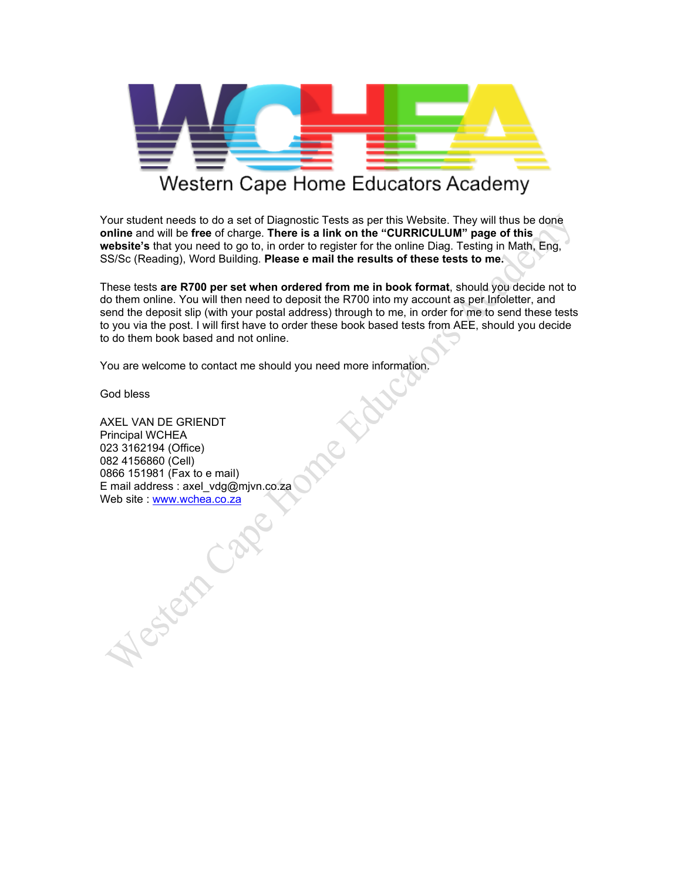Western Cape Home Educators Academy

Your student needs to do a set of Diagnostic Tests as per this Website. They will thus be done **online** and will be **free** of charge. **There is a link on the "CURRICULUM" page of this website's** that you need to go to, in order to register for the online Diag. Testing in Math, Eng, SS/Sc (Reading), Word Building. **Please e mail the results of these tests to me.**

These tests **are R700 per set when ordered from me in book format**, should you decide not to do them online. You will then need to deposit the R700 into my account as per Infoletter, and send the deposit slip (with your postal address) through to me, in order for me to send these tests to you via the post. I will first have to order these book based tests from AEE, should you decide to do them book based and not online.

You are welcome to contact me should you need more information.

God bless

AXEL VAN DE GRIENDT
Principal WCHEA
023 3162194 (Office)
082 4156860 (Cell)
0866 151981 (Fax to e mail)
E mail address : axel_vdg@mjvn.co.za
Web site : www.wchea.co.za